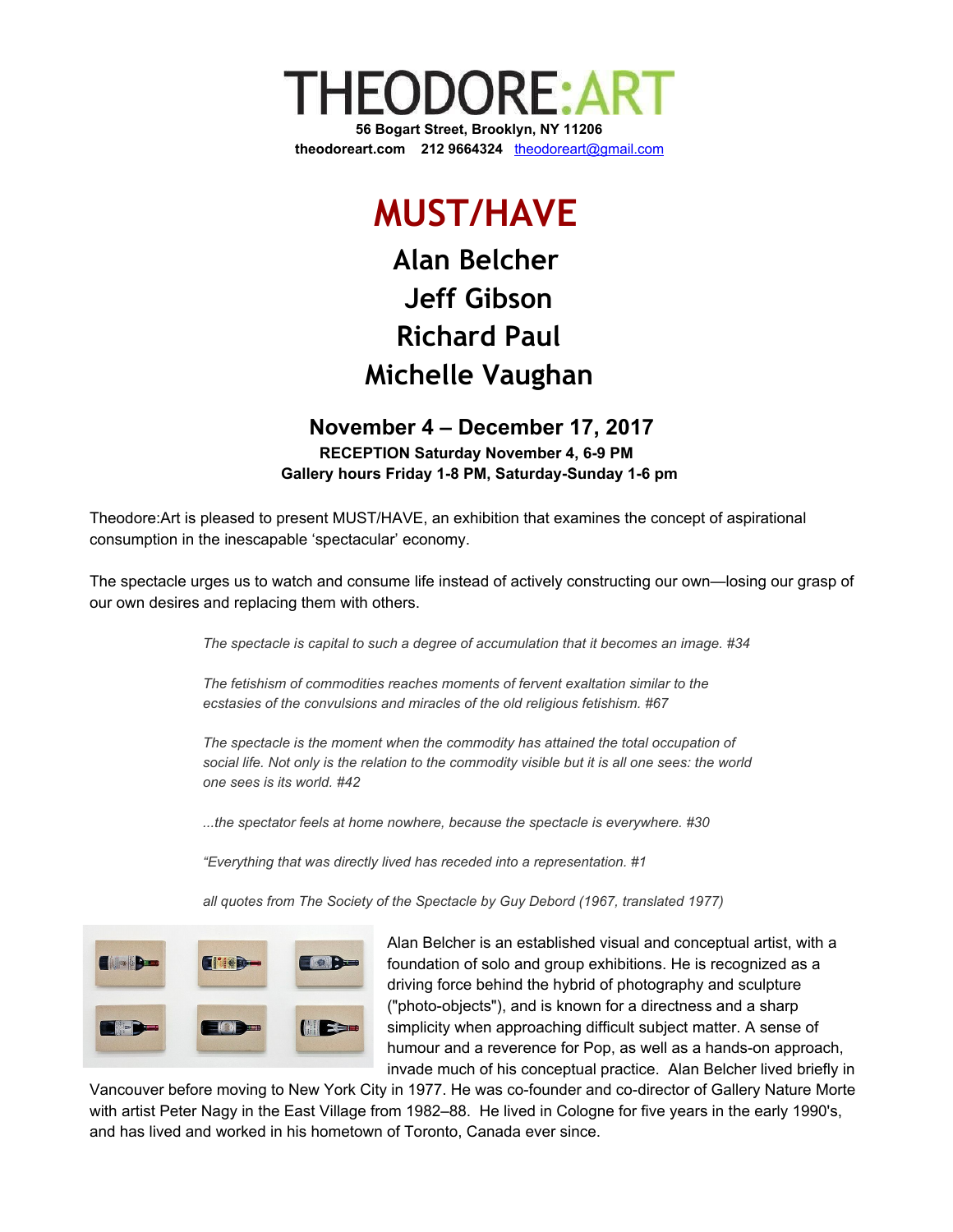# THEODORE:ART

**56 Bogart Street, Brooklyn, NY 11206**
**theodoreart.com 212 9664324** theodoreart@gmail.com

# MUST/HAVE

## Alan Belcher
## Jeff Gibson
## Richard Paul
## Michelle Vaughan

### November 4 – December 17, 2017

**RECEPTION Saturday November 4, 6-9 PM**
**Gallery hours Friday 1-8 PM, Saturday-Sunday 1-6 pm**

Theodore:Art is pleased to present MUST/HAVE, an exhibition that examines the concept of aspirational consumption in the inescapable 'spectacular' economy.

The spectacle urges us to watch and consume life instead of actively constructing our own—losing our grasp of our own desires and replacing them with others.

> *The spectacle is capital to such a degree of accumulation that it becomes an image. #34*
>
> *The fetishism of commodities reaches moments of fervent exaltation similar to the ecstasies of the convulsions and miracles of the old religious fetishism. #67*
>
> *The spectacle is the moment when the commodity has attained the total occupation of social life. Not only is the relation to the commodity visible but it is all one sees: the world one sees is its world. #42*
>
> *...the spectator feels at home nowhere, because the spectacle is everywhere. #30*
>
> *"Everything that was directly lived has receded into a representation. #1*
>
> *all quotes from The Society of the Spectacle by Guy Debord (1967, translated 1977)*

Alan Belcher is an established visual and conceptual artist, with a foundation of solo and group exhibitions. He is recognized as a driving force behind the hybrid of photography and sculpture ("photo-objects"), and is known for a directness and a sharp simplicity when approaching difficult subject matter. A sense of humour and a reverence for Pop, as well as a hands-on approach, invade much of his conceptual practice. Alan Belcher lived briefly in Vancouver before moving to New York City in 1977. He was co-founder and co-director of Gallery Nature Morte with artist Peter Nagy in the East Village from 1982–88. He lived in Cologne for five years in the early 1990's, and has lived and worked in his hometown of Toronto, Canada ever since.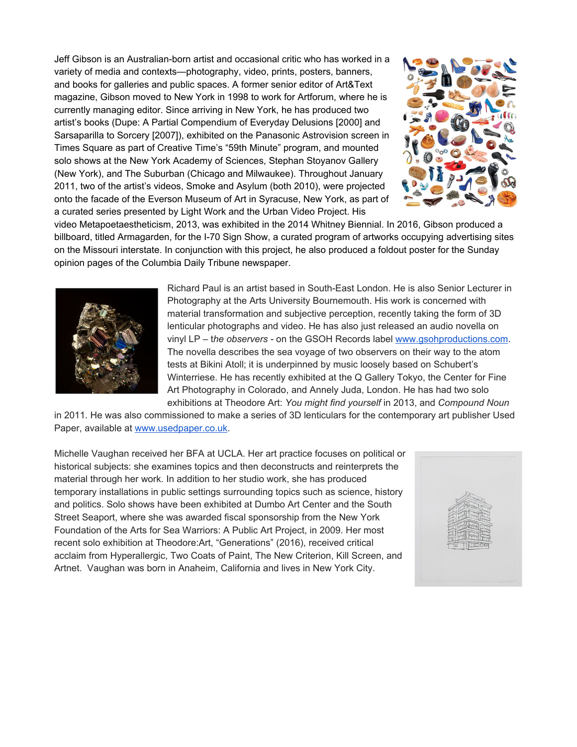Jeff Gibson is an Australian-born artist and occasional critic who has worked in a variety of media and contexts—photography, video, prints, posters, banners, and books for galleries and public spaces. A former senior editor of Art&Text magazine, Gibson moved to New York in 1998 to work for Artforum, where he is currently managing editor. Since arriving in New York, he has produced two artist's books (Dupe: A Partial Compendium of Everyday Delusions [2000] and Sarsaparilla to Sorcery [2007]), exhibited on the Panasonic Astrovision screen in Times Square as part of Creative Time's "59th Minute" program, and mounted solo shows at the New York Academy of Sciences, Stephan Stoyanov Gallery (New York), and The Suburban (Chicago and Milwaukee). Throughout January 2011, two of the artist's videos, Smoke and Asylum (both 2010), were projected onto the facade of the Everson Museum of Art in Syracuse, New York, as part of a curated series presented by Light Work and the Urban Video Project. His video Metapoetaestheticism, 2013, was exhibited in the 2014 Whitney Biennial. In 2016, Gibson produced a billboard, titled Armagarden, for the I-70 Sign Show, a curated program of artworks occupying advertising sites on the Missouri interstate. In conjunction with this project, he also produced a foldout poster for the Sunday opinion pages of the Columbia Daily Tribune newspaper.

Richard Paul is an artist based in South-East London. He is also Senior Lecturer in Photography at the Arts University Bournemouth. His work is concerned with material transformation and subjective perception, recently taking the form of 3D lenticular photographs and video. He has also just released an audio novella on vinyl LP – t*he observers* - on the GSOH Records label [www.gsohproductions.com](www.gsohproductions.com). The novella describes the sea voyage of two observers on their way to the atom tests at Bikini Atoll; it is underpinned by music loosely based on Schubert's Winterriese. He has recently exhibited at the Q Gallery Tokyo, the Center for Fine Art Photography in Colorado, and Annely Juda, London. He has had two solo exhibitions at Theodore Art: *You might find yourself* in 2013, and *Compound Noun* in 2011. He was also commissioned to make a series of 3D lenticulars for the contemporary art publisher Used Paper, available at [www.usedpaper.co.uk](www.usedpaper.co.uk).

Michelle Vaughan received her BFA at UCLA. Her art practice focuses on political or historical subjects: she examines topics and then deconstructs and reinterprets the material through her work. In addition to her studio work, she has produced temporary installations in public settings surrounding topics such as science, history and politics. Solo shows have been exhibited at Dumbo Art Center and the South Street Seaport, where she was awarded fiscal sponsorship from the New York Foundation of the Arts for Sea Warriors: A Public Art Project, in 2009. Her most recent solo exhibition at Theodore:Art, "Generations" (2016), received critical acclaim from Hyperallergic, Two Coats of Paint, The New Criterion, Kill Screen, and Artnet. Vaughan was born in Anaheim, California and lives in New York City.